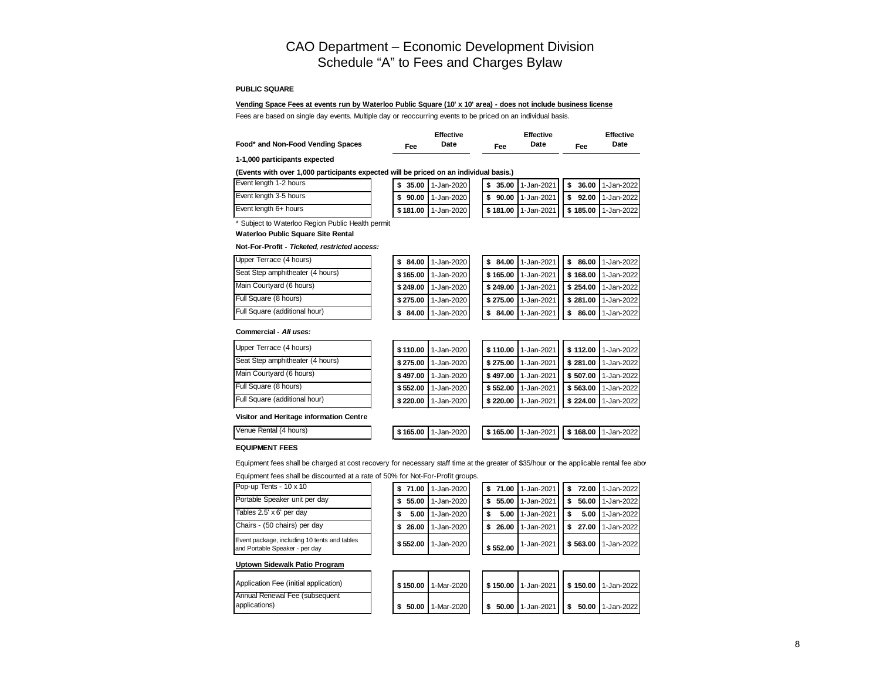# CAO Department – Economic Development Division
## Schedule “A” to Fees and Charges Bylaw

**PUBLIC SQUARE**

**Vending Space Fees at events run by Waterloo Public Square (10' x 10' area) - does not include business license**

Fees are based on single day events. Multiple day or reoccurring events to be priced on an individual basis.

| Food* and Non-Food Vending Spaces | Fee | Effective Date | Fee | Effective Date | Fee | Effective Date |
|---|---|---|---|---|---|---|
| **1-1,000 participants expected** | | | | | | |
| **(Events with over 1,000 participants expected will be priced on an individual basis.)** | | | | | | |
| Event length 1-2 hours | $ 35.00 | 1-Jan-2020 | $ 35.00 | 1-Jan-2021 | $ 36.00 | 1-Jan-2022 |
| Event length 3-5 hours | $ 90.00 | 1-Jan-2020 | $ 90.00 | 1-Jan-2021 | $ 92.00 | 1-Jan-2022 |
| Event length 6+ hours | $ 181.00 | 1-Jan-2020 | $ 181.00 | 1-Jan-2021 | $ 185.00 | 1-Jan-2022 |

\* Subject to Waterloo Region Public Health permit

**Waterloo Public Square Site Rental**

**Not-For-Profit - *Ticketed, restricted access:***

| Item | Fee | Effective Date | Fee | Effective Date | Fee | Effective Date |
|---|---|---|---|---|---|---|
| Upper Terrace (4 hours) | $ 84.00 | 1-Jan-2020 | $ 84.00 | 1-Jan-2021 | $ 86.00 | 1-Jan-2022 |
| Seat Step amphitheater (4 hours) | $ 165.00 | 1-Jan-2020 | $ 165.00 | 1-Jan-2021 | $ 168.00 | 1-Jan-2022 |
| Main Courtyard (6 hours) | $ 249.00 | 1-Jan-2020 | $ 249.00 | 1-Jan-2021 | $ 254.00 | 1-Jan-2022 |
| Full Square (8 hours) | $ 275.00 | 1-Jan-2020 | $ 275.00 | 1-Jan-2021 | $ 281.00 | 1-Jan-2022 |
| Full Square (additional hour) | $ 84.00 | 1-Jan-2020 | $ 84.00 | 1-Jan-2021 | $ 86.00 | 1-Jan-2022 |

**Commercial - *All uses:***

| Item | Fee | Effective Date | Fee | Effective Date | Fee | Effective Date |
|---|---|---|---|---|---|---|
| Upper Terrace (4 hours) | $ 110.00 | 1-Jan-2020 | $ 110.00 | 1-Jan-2021 | $ 112.00 | 1-Jan-2022 |
| Seat Step amphitheater (4 hours) | $ 275.00 | 1-Jan-2020 | $ 275.00 | 1-Jan-2021 | $ 281.00 | 1-Jan-2022 |
| Main Courtyard (6 hours) | $ 497.00 | 1-Jan-2020 | $ 497.00 | 1-Jan-2021 | $ 507.00 | 1-Jan-2022 |
| Full Square (8 hours) | $ 552.00 | 1-Jan-2020 | $ 552.00 | 1-Jan-2021 | $ 563.00 | 1-Jan-2022 |
| Full Square (additional hour) | $ 220.00 | 1-Jan-2020 | $ 220.00 | 1-Jan-2021 | $ 224.00 | 1-Jan-2022 |

**Visitor and Heritage information Centre**

| Item | Fee | Effective Date | Fee | Effective Date | Fee | Effective Date |
|---|---|---|---|---|---|---|
| Venue Rental (4 hours) | $ 165.00 | 1-Jan-2020 | $ 165.00 | 1-Jan-2021 | $ 168.00 | 1-Jan-2022 |

**EQUIPMENT FEES**

Equipment fees shall be charged at cost recovery for necessary staff time at the greater of $35/hour or the applicable rental fee abov

Equipment fees shall be discounted at a rate of 50% for Not-For-Profit groups.

| Item | Fee | Effective Date | Fee | Effective Date | Fee | Effective Date |
|---|---|---|---|---|---|---|
| Pop-up Tents - 10 x 10 | $ 71.00 | 1-Jan-2020 | $ 71.00 | 1-Jan-2021 | $ 72.00 | 1-Jan-2022 |
| Portable Speaker unit per day | $ 55.00 | 1-Jan-2020 | $ 55.00 | 1-Jan-2021 | $ 56.00 | 1-Jan-2022 |
| Tables 2.5' x 6' per day | $ 5.00 | 1-Jan-2020 | $ 5.00 | 1-Jan-2021 | $ 5.00 | 1-Jan-2022 |
| Chairs - (50 chairs) per day | $ 26.00 | 1-Jan-2020 | $ 26.00 | 1-Jan-2021 | $ 27.00 | 1-Jan-2022 |
| Event package, including 10 tents and tables and Portable Speaker - per day | $ 552.00 | 1-Jan-2020 | $ 552.00 | 1-Jan-2021 | $ 563.00 | 1-Jan-2022 |

**Uptown Sidewalk Patio Program**

| Item | Fee | Effective Date | Fee | Effective Date | Fee | Effective Date |
|---|---|---|---|---|---|---|
| Application Fee (initial application) | $ 150.00 | 1-Mar-2020 | $ 150.00 | 1-Jan-2021 | $ 150.00 | 1-Jan-2022 |
| Annual Renewal Fee (subsequent applications) | $ 50.00 | 1-Mar-2020 | $ 50.00 | 1-Jan-2021 | $ 50.00 | 1-Jan-2022 |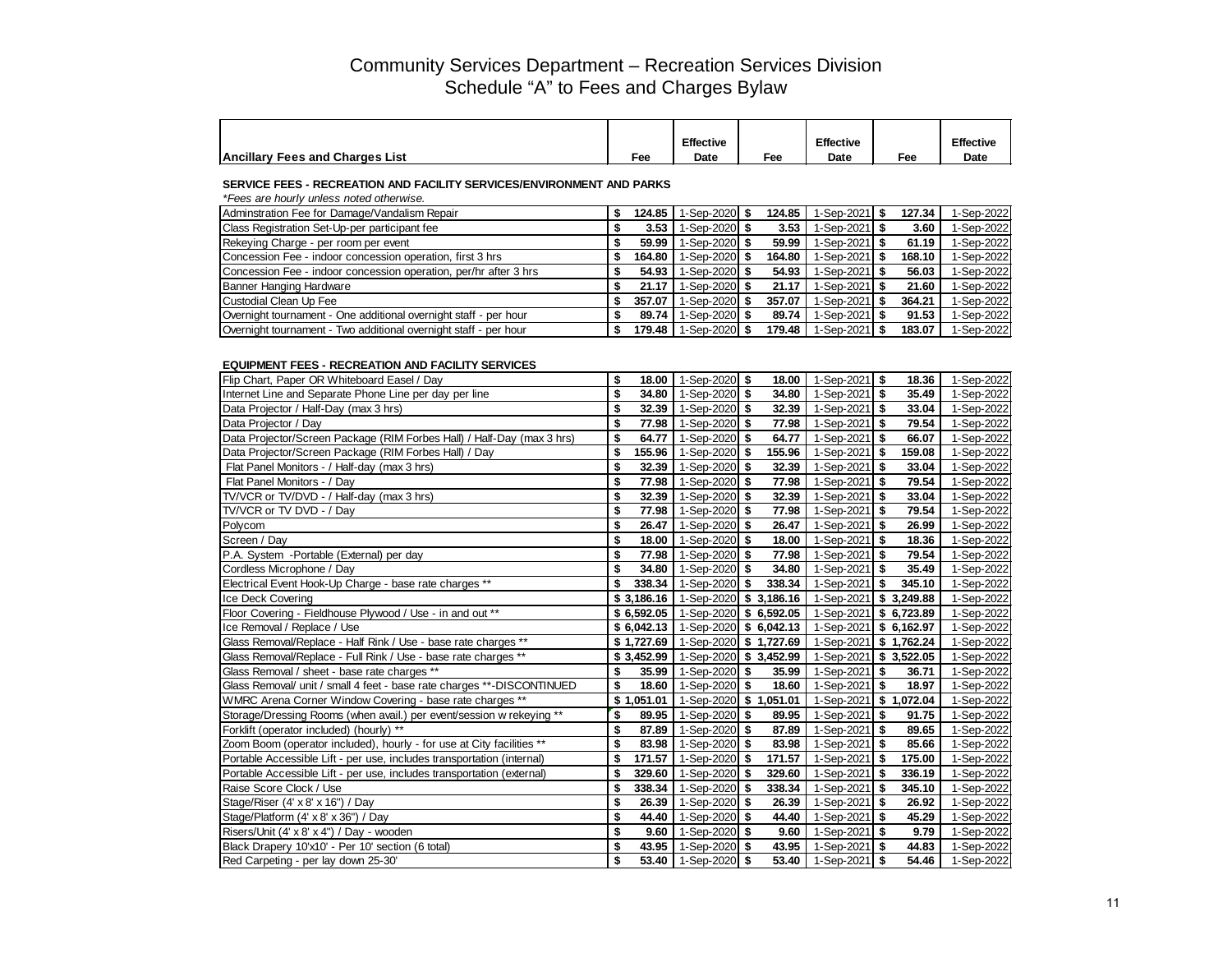# Community Services Department – Recreation Services Division
## Schedule "A" to Fees and Charges Bylaw

| Ancillary Fees and Charges List | Fee | Effective Date | Fee | Effective Date | Fee | Effective Date |
|---|---|---|---|---|---|---|
| **SERVICE FEES - RECREATION AND FACILITY SERVICES/ENVIRONMENT AND PARKS** | | | | | | |
| *\*Fees are hourly unless noted otherwise.* | | | | | | |
| Adminstration Fee for Damage/Vandalism Repair | $ 124.85 | 1-Sep-2020 | $ 124.85 | 1-Sep-2021 | $ 127.34 | 1-Sep-2022 |
| Class Registration Set-Up-per participant fee | $ 3.53 | 1-Sep-2020 | $ 3.53 | 1-Sep-2021 | $ 3.60 | 1-Sep-2022 |
| Rekeying Charge - per room per event | $ 59.99 | 1-Sep-2020 | $ 59.99 | 1-Sep-2021 | $ 61.19 | 1-Sep-2022 |
| Concession Fee - indoor concession operation, first 3 hrs | $ 164.80 | 1-Sep-2020 | $ 164.80 | 1-Sep-2021 | $ 168.10 | 1-Sep-2022 |
| Concession Fee - indoor concession operation, per/hr after 3 hrs | $ 54.93 | 1-Sep-2020 | $ 54.93 | 1-Sep-2021 | $ 56.03 | 1-Sep-2022 |
| Banner Hanging Hardware | $ 21.17 | 1-Sep-2020 | $ 21.17 | 1-Sep-2021 | $ 21.60 | 1-Sep-2022 |
| Custodial Clean Up Fee | $ 357.07 | 1-Sep-2020 | $ 357.07 | 1-Sep-2021 | $ 364.21 | 1-Sep-2022 |
| Overnight tournament - One additional overnight staff - per hour | $ 89.74 | 1-Sep-2020 | $ 89.74 | 1-Sep-2021 | $ 91.53 | 1-Sep-2022 |
| Overnight tournament - Two additional overnight staff - per hour | $ 179.48 | 1-Sep-2020 | $ 179.48 | 1-Sep-2021 | $ 183.07 | 1-Sep-2022 |
| **EQUIPMENT FEES - RECREATION AND FACILITY SERVICES** | | | | | | |
| Flip Chart, Paper OR Whiteboard Easel / Day | $ 18.00 | 1-Sep-2020 | $ 18.00 | 1-Sep-2021 | $ 18.36 | 1-Sep-2022 |
| Internet Line and Separate Phone Line per day per line | $ 34.80 | 1-Sep-2020 | $ 34.80 | 1-Sep-2021 | $ 35.49 | 1-Sep-2022 |
| Data Projector / Half-Day (max 3 hrs) | $ 32.39 | 1-Sep-2020 | $ 32.39 | 1-Sep-2021 | $ 33.04 | 1-Sep-2022 |
| Data Projector / Day | $ 77.98 | 1-Sep-2020 | $ 77.98 | 1-Sep-2021 | $ 79.54 | 1-Sep-2022 |
| Data Projector/Screen Package (RIM Forbes Hall) / Half-Day (max 3 hrs) | $ 64.77 | 1-Sep-2020 | $ 64.77 | 1-Sep-2021 | $ 66.07 | 1-Sep-2022 |
| Data Projector/Screen Package (RIM Forbes Hall) / Day | $ 155.96 | 1-Sep-2020 | $ 155.96 | 1-Sep-2021 | $ 159.08 | 1-Sep-2022 |
| Flat Panel Monitors - / Half-day (max 3 hrs) | $ 32.39 | 1-Sep-2020 | $ 32.39 | 1-Sep-2021 | $ 33.04 | 1-Sep-2022 |
| Flat Panel Monitors - / Day | $ 77.98 | 1-Sep-2020 | $ 77.98 | 1-Sep-2021 | $ 79.54 | 1-Sep-2022 |
| TV/VCR or TV/DVD - / Half-day (max 3 hrs) | $ 32.39 | 1-Sep-2020 | $ 32.39 | 1-Sep-2021 | $ 33.04 | 1-Sep-2022 |
| TV/VCR or TV DVD - / Day | $ 77.98 | 1-Sep-2020 | $ 77.98 | 1-Sep-2021 | $ 79.54 | 1-Sep-2022 |
| Polycom | $ 26.47 | 1-Sep-2020 | $ 26.47 | 1-Sep-2021 | $ 26.99 | 1-Sep-2022 |
| Screen / Day | $ 18.00 | 1-Sep-2020 | $ 18.00 | 1-Sep-2021 | $ 18.36 | 1-Sep-2022 |
| P.A. System -Portable (External) per day | $ 77.98 | 1-Sep-2020 | $ 77.98 | 1-Sep-2021 | $ 79.54 | 1-Sep-2022 |
| Cordless Microphone / Day | $ 34.80 | 1-Sep-2020 | $ 34.80 | 1-Sep-2021 | $ 35.49 | 1-Sep-2022 |
| Electrical Event Hook-Up Charge - base rate charges ** | $ 338.34 | 1-Sep-2020 | $ 338.34 | 1-Sep-2021 | $ 345.10 | 1-Sep-2022 |
| Ice Deck Covering | $ 3,186.16 | 1-Sep-2020 | $ 3,186.16 | 1-Sep-2021 | $ 3,249.88 | 1-Sep-2022 |
| Floor Covering - Fieldhouse Plywood / Use - in and out ** | $ 6,592.05 | 1-Sep-2020 | $ 6,592.05 | 1-Sep-2021 | $ 6,723.89 | 1-Sep-2022 |
| Ice Removal / Replace / Use | $ 6,042.13 | 1-Sep-2020 | $ 6,042.13 | 1-Sep-2021 | $ 6,162.97 | 1-Sep-2022 |
| Glass Removal/Replace - Half Rink / Use - base rate charges ** | $ 1,727.69 | 1-Sep-2020 | $ 1,727.69 | 1-Sep-2021 | $ 1,762.24 | 1-Sep-2022 |
| Glass Removal/Replace - Full Rink / Use - base rate charges ** | $ 3,452.99 | 1-Sep-2020 | $ 3,452.99 | 1-Sep-2021 | $ 3,522.05 | 1-Sep-2022 |
| Glass Removal / sheet - base rate charges ** | $ 35.99 | 1-Sep-2020 | $ 35.99 | 1-Sep-2021 | $ 36.71 | 1-Sep-2022 |
| Glass Removal/ unit / small 4 feet - base rate charges **-DISCONTINUED | $ 18.60 | 1-Sep-2020 | $ 18.60 | 1-Sep-2021 | $ 18.97 | 1-Sep-2022 |
| WMRC Arena Corner Window Covering - base rate charges ** | $ 1,051.01 | 1-Sep-2020 | $ 1,051.01 | 1-Sep-2021 | $ 1,072.04 | 1-Sep-2022 |
| Storage/Dressing Rooms (when avail.) per event/session w rekeying ** | $ 89.95 | 1-Sep-2020 | $ 89.95 | 1-Sep-2021 | $ 91.75 | 1-Sep-2022 |
| Forklift (operator included) (hourly) ** | $ 87.89 | 1-Sep-2020 | $ 87.89 | 1-Sep-2021 | $ 89.65 | 1-Sep-2022 |
| Zoom Boom (operator included), hourly - for use at City facilities ** | $ 83.98 | 1-Sep-2020 | $ 83.98 | 1-Sep-2021 | $ 85.66 | 1-Sep-2022 |
| Portable Accessible Lift - per use, includes transportation (internal) | $ 171.57 | 1-Sep-2020 | $ 171.57 | 1-Sep-2021 | $ 175.00 | 1-Sep-2022 |
| Portable Accessible Lift - per use, includes transportation (external) | $ 329.60 | 1-Sep-2020 | $ 329.60 | 1-Sep-2021 | $ 336.19 | 1-Sep-2022 |
| Raise Score Clock / Use | $ 338.34 | 1-Sep-2020 | $ 338.34 | 1-Sep-2021 | $ 345.10 | 1-Sep-2022 |
| Stage/Riser (4' x 8' x 16") / Day | $ 26.39 | 1-Sep-2020 | $ 26.39 | 1-Sep-2021 | $ 26.92 | 1-Sep-2022 |
| Stage/Platform (4' x 8' x 36") / Day | $ 44.40 | 1-Sep-2020 | $ 44.40 | 1-Sep-2021 | $ 45.29 | 1-Sep-2022 |
| Risers/Unit (4' x 8' x 4") / Day - wooden | $ 9.60 | 1-Sep-2020 | $ 9.60 | 1-Sep-2021 | $ 9.79 | 1-Sep-2022 |
| Black Drapery 10'x10' - Per 10' section (6 total) | $ 43.95 | 1-Sep-2020 | $ 43.95 | 1-Sep-2021 | $ 44.83 | 1-Sep-2022 |
| Red Carpeting - per lay down 25-30' | $ 53.40 | 1-Sep-2020 | $ 53.40 | 1-Sep-2021 | $ 54.46 | 1-Sep-2022 |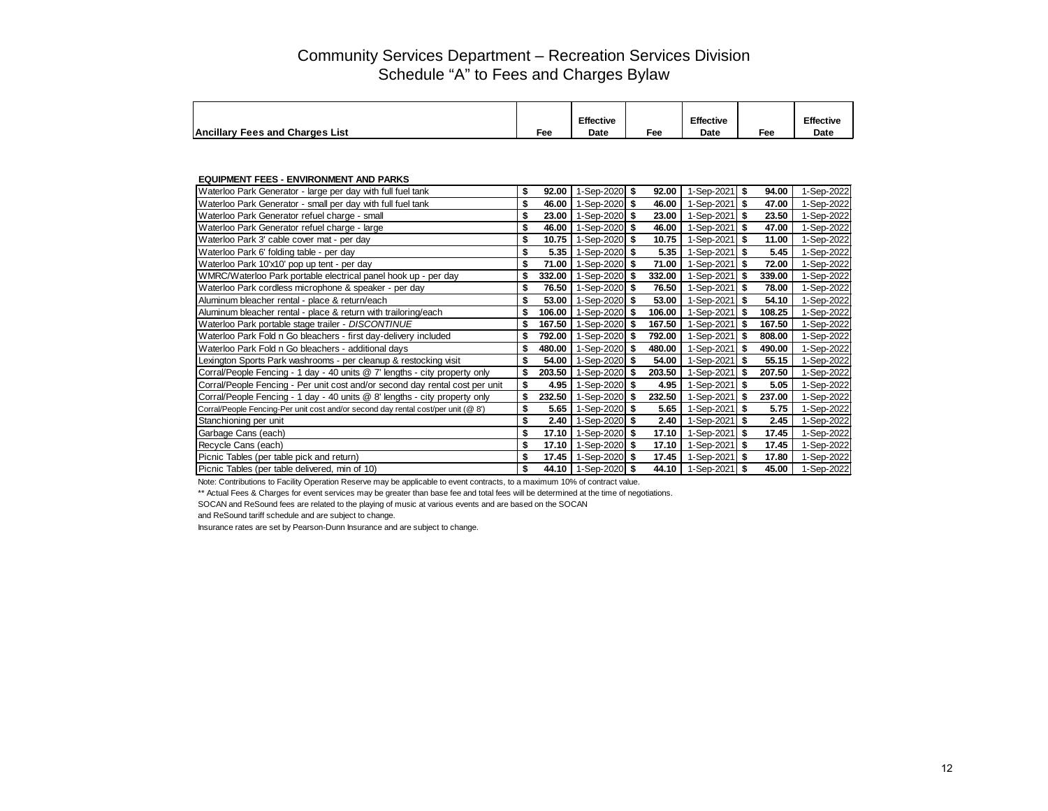# Community Services Department – Recreation Services Division
## Schedule "A" to Fees and Charges Bylaw

| Ancillary Fees and Charges List | Fee | Effective Date | Fee | Effective Date | Fee | Effective Date |
|---|---|---|---|---|---|---|
| **EQUIPMENT FEES - ENVIRONMENT AND PARKS** | | | | | | |
| Waterloo Park Generator - large per day with full fuel tank | **$ 92.00** | 1-Sep-2020 | **$ 92.00** | 1-Sep-2021 | **$ 94.00** | 1-Sep-2022 |
| Waterloo Park Generator - small per day with full fuel tank | **$ 46.00** | 1-Sep-2020 | **$ 46.00** | 1-Sep-2021 | **$ 47.00** | 1-Sep-2022 |
| Waterloo Park Generator refuel charge - small | **$ 23.00** | 1-Sep-2020 | **$ 23.00** | 1-Sep-2021 | **$ 23.50** | 1-Sep-2022 |
| Waterloo Park Generator refuel charge - large | **$ 46.00** | 1-Sep-2020 | **$ 46.00** | 1-Sep-2021 | **$ 47.00** | 1-Sep-2022 |
| Waterloo Park 3' cable cover mat - per day | **$ 10.75** | 1-Sep-2020 | **$ 10.75** | 1-Sep-2021 | **$ 11.00** | 1-Sep-2022 |
| Waterloo Park 6' folding table - per day | **$ 5.35** | 1-Sep-2020 | **$ 5.35** | 1-Sep-2021 | **$ 5.45** | 1-Sep-2022 |
| Waterloo Park 10'x10' pop up tent - per day | **$ 71.00** | 1-Sep-2020 | **$ 71.00** | 1-Sep-2021 | **$ 72.00** | 1-Sep-2022 |
| WMRC/Waterloo Park portable electrical panel hook up - per day | **$ 332.00** | 1-Sep-2020 | **$ 332.00** | 1-Sep-2021 | **$ 339.00** | 1-Sep-2022 |
| Waterloo Park cordless microphone & speaker - per day | **$ 76.50** | 1-Sep-2020 | **$ 76.50** | 1-Sep-2021 | **$ 78.00** | 1-Sep-2022 |
| Aluminum bleacher rental - place & return/each | **$ 53.00** | 1-Sep-2020 | **$ 53.00** | 1-Sep-2021 | **$ 54.10** | 1-Sep-2022 |
| Aluminum bleacher rental - place & return with trailoring/each | **$ 106.00** | 1-Sep-2020 | **$ 106.00** | 1-Sep-2021 | **$ 108.25** | 1-Sep-2022 |
| Waterloo Park portable stage trailer - *DISCONTINUE* | **$ 167.50** | 1-Sep-2020 | **$ 167.50** | 1-Sep-2021 | **$ 167.50** | 1-Sep-2022 |
| Waterloo Park Fold n Go bleachers - first day-delivery included | **$ 792.00** | 1-Sep-2020 | **$ 792.00** | 1-Sep-2021 | **$ 808.00** | 1-Sep-2022 |
| Waterloo Park Fold n Go bleachers - additional days | **$ 480.00** | 1-Sep-2020 | **$ 480.00** | 1-Sep-2021 | **$ 490.00** | 1-Sep-2022 |
| Lexington Sports Park washrooms - per cleanup & restocking visit | **$ 54.00** | 1-Sep-2020 | **$ 54.00** | 1-Sep-2021 | **$ 55.15** | 1-Sep-2022 |
| Corral/People Fencing - 1 day - 40 units @ 7' lengths - city property only | **$ 203.50** | 1-Sep-2020 | **$ 203.50** | 1-Sep-2021 | **$ 207.50** | 1-Sep-2022 |
| Corral/People Fencing - Per unit cost and/or second day rental cost per unit | **$ 4.95** | 1-Sep-2020 | **$ 4.95** | 1-Sep-2021 | **$ 5.05** | 1-Sep-2022 |
| Corral/People Fencing - 1 day - 40 units @ 8' lengths - city property only | **$ 232.50** | 1-Sep-2020 | **$ 232.50** | 1-Sep-2021 | **$ 237.00** | 1-Sep-2022 |
| Corral/People Fencing-Per unit cost and/or second day rental cost/per unit (@ 8') | **$ 5.65** | 1-Sep-2020 | **$ 5.65** | 1-Sep-2021 | **$ 5.75** | 1-Sep-2022 |
| Stanchioning per unit | **$ 2.40** | 1-Sep-2020 | **$ 2.40** | 1-Sep-2021 | **$ 2.45** | 1-Sep-2022 |
| Garbage Cans (each) | **$ 17.10** | 1-Sep-2020 | **$ 17.10** | 1-Sep-2021 | **$ 17.45** | 1-Sep-2022 |
| Recycle Cans (each) | **$ 17.10** | 1-Sep-2020 | **$ 17.10** | 1-Sep-2021 | **$ 17.45** | 1-Sep-2022 |
| Picnic Tables (per table pick and return) | **$ 17.45** | 1-Sep-2020 | **$ 17.45** | 1-Sep-2021 | **$ 17.80** | 1-Sep-2022 |
| Picnic Tables (per table delivered, min of 10) | **$ 44.10** | 1-Sep-2020 | **$ 44.10** | 1-Sep-2021 | **$ 45.00** | 1-Sep-2022 |

Note: Contributions to Facility Operation Reserve may be applicable to event contracts, to a maximum 10% of contract value.

** Actual Fees & Charges for event services may be greater than base fee and total fees will be determined at the time of negotiations.

SOCAN and ReSound fees are related to the playing of music at various events and are based on the SOCAN
and ReSound tariff schedule and are subject to change.

Insurance rates are set by Pearson-Dunn Insurance and are subject to change.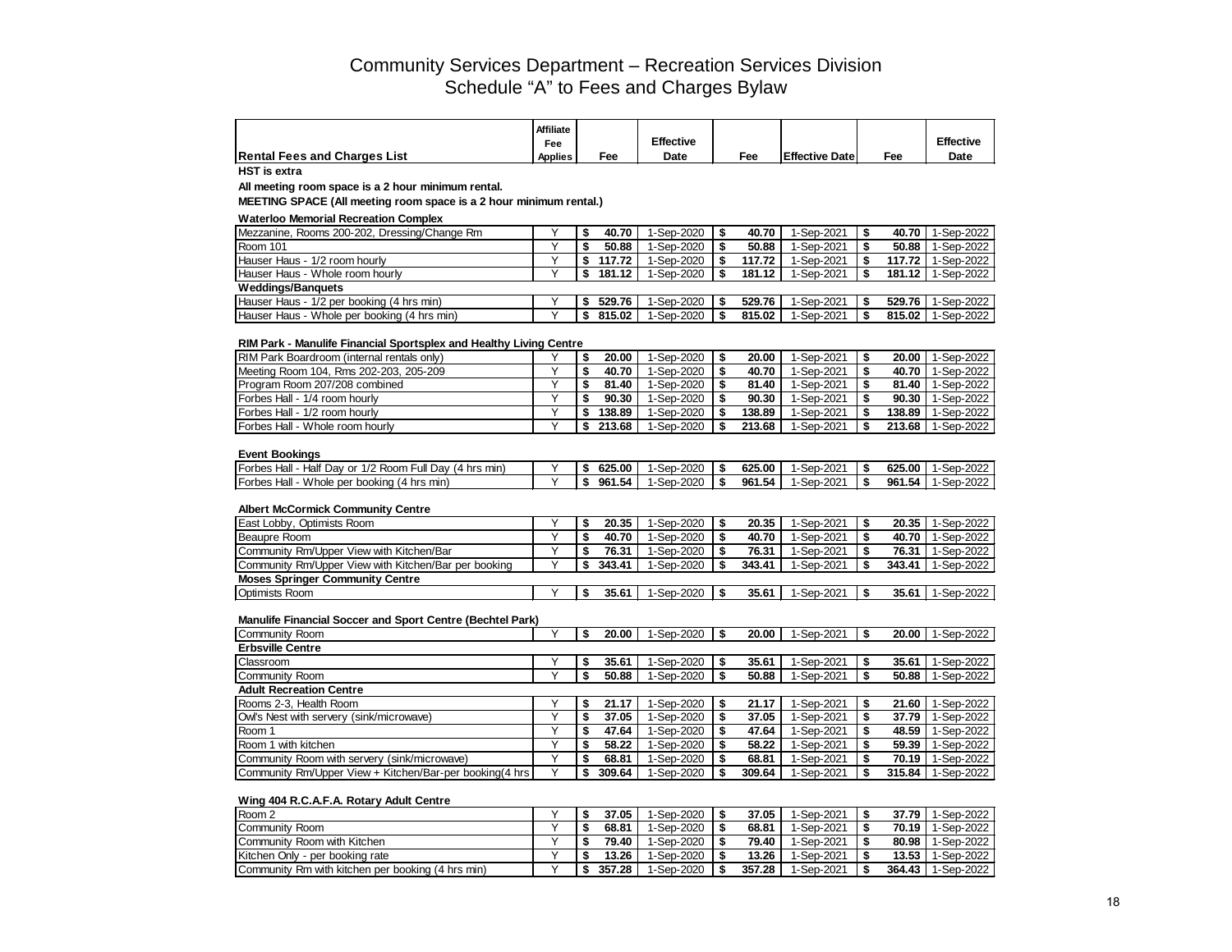# Community Services Department – Recreation Services Division
## Schedule "A" to Fees and Charges Bylaw

| Rental Fees and Charges List | Affiliate Fee Applies | Fee | Effective Date | Fee | Effective Date | Fee | Effective Date |
|---|---|---|---|---|---|---|---|
| **HST is extra** | | | | | | | |
| **All meeting room space is a 2 hour minimum rental.** | | | | | | | |
| **MEETING SPACE (All meeting room space is a 2 hour minimum rental.)** | | | | | | | |
| **Waterloo Memorial Recreation Complex** | | | | | | | |
| Mezzanine, Rooms 200-202, Dressing/Change Rm | Y | $ 40.70 | 1-Sep-2020 | $ 40.70 | 1-Sep-2021 | $ 40.70 | 1-Sep-2022 |
| Room 101 | Y | $ 50.88 | 1-Sep-2020 | $ 50.88 | 1-Sep-2021 | $ 50.88 | 1-Sep-2022 |
| Hauser Haus - 1/2 room hourly | Y | $ 117.72 | 1-Sep-2020 | $ 117.72 | 1-Sep-2021 | $ 117.72 | 1-Sep-2022 |
| Hauser Haus - Whole room hourly | Y | $ 181.12 | 1-Sep-2020 | $ 181.12 | 1-Sep-2021 | $ 181.12 | 1-Sep-2022 |
| **Weddings/Banquets** | | | | | | | |
| Hauser Haus - 1/2 per booking (4 hrs min) | Y | $ 529.76 | 1-Sep-2020 | $ 529.76 | 1-Sep-2021 | $ 529.76 | 1-Sep-2022 |
| Hauser Haus - Whole per booking (4 hrs min) | Y | $ 815.02 | 1-Sep-2020 | $ 815.02 | 1-Sep-2021 | $ 815.02 | 1-Sep-2022 |
| **RIM Park - Manulife Financial Sportsplex and Healthy Living Centre** | | | | | | | |
| RIM Park Boardroom (internal rentals only) | Y | $ 20.00 | 1-Sep-2020 | $ 20.00 | 1-Sep-2021 | $ 20.00 | 1-Sep-2022 |
| Meeting Room 104, Rms 202-203, 205-209 | Y | $ 40.70 | 1-Sep-2020 | $ 40.70 | 1-Sep-2021 | $ 40.70 | 1-Sep-2022 |
| Program Room 207/208 combined | Y | $ 81.40 | 1-Sep-2020 | $ 81.40 | 1-Sep-2021 | $ 81.40 | 1-Sep-2022 |
| Forbes Hall - 1/4 room hourly | Y | $ 90.30 | 1-Sep-2020 | $ 90.30 | 1-Sep-2021 | $ 90.30 | 1-Sep-2022 |
| Forbes Hall - 1/2 room hourly | Y | $ 138.89 | 1-Sep-2020 | $ 138.89 | 1-Sep-2021 | $ 138.89 | 1-Sep-2022 |
| Forbes Hall - Whole room hourly | Y | $ 213.68 | 1-Sep-2020 | $ 213.68 | 1-Sep-2021 | $ 213.68 | 1-Sep-2022 |
| **Event Bookings** | | | | | | | |
| Forbes Hall - Half Day or 1/2 Room Full Day (4 hrs min) | Y | $ 625.00 | 1-Sep-2020 | $ 625.00 | 1-Sep-2021 | $ 625.00 | 1-Sep-2022 |
| Forbes Hall - Whole per booking (4 hrs min) | Y | $ 961.54 | 1-Sep-2020 | $ 961.54 | 1-Sep-2021 | $ 961.54 | 1-Sep-2022 |
| **Albert McCormick Community Centre** | | | | | | | |
| East Lobby, Optimists Room | Y | $ 20.35 | 1-Sep-2020 | $ 20.35 | 1-Sep-2021 | $ 20.35 | 1-Sep-2022 |
| Beaupre Room | Y | $ 40.70 | 1-Sep-2020 | $ 40.70 | 1-Sep-2021 | $ 40.70 | 1-Sep-2022 |
| Community Rm/Upper View with Kitchen/Bar | Y | $ 76.31 | 1-Sep-2020 | $ 76.31 | 1-Sep-2021 | $ 76.31 | 1-Sep-2022 |
| Community Rm/Upper View with Kitchen/Bar per booking | Y | $ 343.41 | 1-Sep-2020 | $ 343.41 | 1-Sep-2021 | $ 343.41 | 1-Sep-2022 |
| **Moses Springer Community Centre** | | | | | | | |
| Optimists Room | Y | $ 35.61 | 1-Sep-2020 | $ 35.61 | 1-Sep-2021 | $ 35.61 | 1-Sep-2022 |
| **Manulife Financial Soccer and Sport Centre (Bechtel Park)** | | | | | | | |
| Community Room | Y | $ 20.00 | 1-Sep-2020 | $ 20.00 | 1-Sep-2021 | $ 20.00 | 1-Sep-2022 |
| **Erbsville Centre** | | | | | | | |
| Classroom | Y | $ 35.61 | 1-Sep-2020 | $ 35.61 | 1-Sep-2021 | $ 35.61 | 1-Sep-2022 |
| Community Room | Y | $ 50.88 | 1-Sep-2020 | $ 50.88 | 1-Sep-2021 | $ 50.88 | 1-Sep-2022 |
| **Adult Recreation Centre** | | | | | | | |
| Rooms 2-3, Health Room | Y | $ 21.17 | 1-Sep-2020 | $ 21.17 | 1-Sep-2021 | $ 21.60 | 1-Sep-2022 |
| Owl's Nest with servery (sink/microwave) | Y | $ 37.05 | 1-Sep-2020 | $ 37.05 | 1-Sep-2021 | $ 37.79 | 1-Sep-2022 |
| Room 1 | Y | $ 47.64 | 1-Sep-2020 | $ 47.64 | 1-Sep-2021 | $ 48.59 | 1-Sep-2022 |
| Room 1 with kitchen | Y | $ 58.22 | 1-Sep-2020 | $ 58.22 | 1-Sep-2021 | $ 59.39 | 1-Sep-2022 |
| Community Room with servery (sink/microwave) | Y | $ 68.81 | 1-Sep-2020 | $ 68.81 | 1-Sep-2021 | $ 70.19 | 1-Sep-2022 |
| Community Rm/Upper View + Kitchen/Bar-per booking(4 hrs | Y | $ 309.64 | 1-Sep-2020 | $ 309.64 | 1-Sep-2021 | $ 315.84 | 1-Sep-2022 |
| **Wing 404 R.C.A.F.A. Rotary Adult Centre** | | | | | | | |
| Room 2 | Y | $ 37.05 | 1-Sep-2020 | $ 37.05 | 1-Sep-2021 | $ 37.79 | 1-Sep-2022 |
| Community Room | Y | $ 68.81 | 1-Sep-2020 | $ 68.81 | 1-Sep-2021 | $ 70.19 | 1-Sep-2022 |
| Community Room with Kitchen | Y | $ 79.40 | 1-Sep-2020 | $ 79.40 | 1-Sep-2021 | $ 80.98 | 1-Sep-2022 |
| Kitchen Only - per booking rate | Y | $ 13.26 | 1-Sep-2020 | $ 13.26 | 1-Sep-2021 | $ 13.53 | 1-Sep-2022 |
| Community Rm with kitchen per booking (4 hrs min) | Y | $ 357.28 | 1-Sep-2020 | $ 357.28 | 1-Sep-2021 | $ 364.43 | 1-Sep-2022 |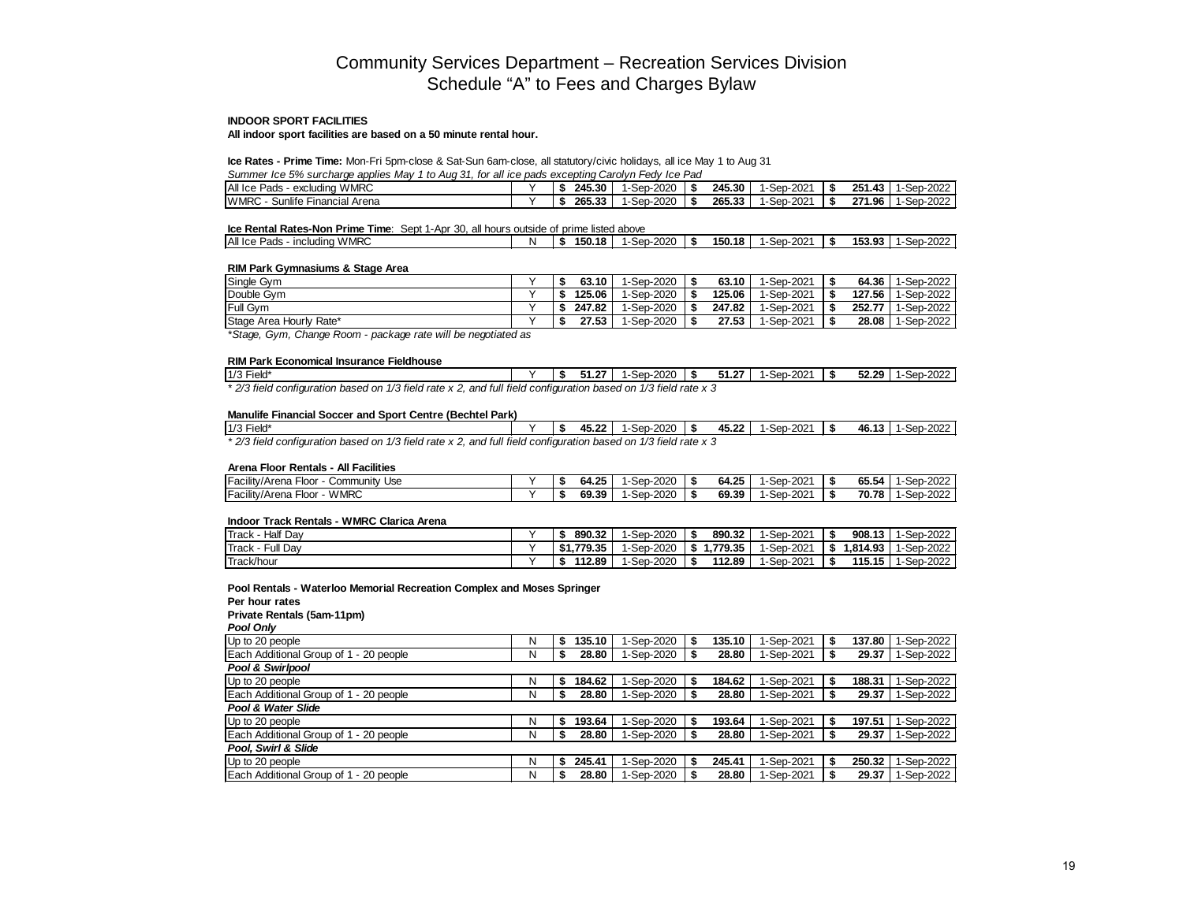# Community Services Department – Recreation Services Division
## Schedule "A" to Fees and Charges Bylaw

**INDOOR SPORT FACILITIES**

**All indoor sport facilities are based on a 50 minute rental hour.**

**Ice Rates - Prime Time:** Mon-Fri 5pm-close & Sat-Sun 6am-close, all statutory/civic holidays, all ice May 1 to Aug 31

*Summer Ice 5% surcharge applies May 1 to Aug 31, for all ice pads excepting Carolyn Fedy Ice Pad*

| | | | | | | | |
|---|---|---|---|---|---|---|---|
| All Ice Pads - excluding WMRC | Y | $ 245.30 | 1-Sep-2020 | $ 245.30 | 1-Sep-2021 | $ 251.43 | 1-Sep-2022 |
| WMRC - Sunlife Financial Arena | Y | $ 265.33 | 1-Sep-2020 | $ 265.33 | 1-Sep-2021 | $ 271.96 | 1-Sep-2022 |

**Ice Rental Rates-Non Prime Time**: Sept 1-Apr 30, all hours outside of prime listed above

| | | | | | | | |
|---|---|---|---|---|---|---|---|
| All Ice Pads - including WMRC | N | $ 150.18 | 1-Sep-2020 | $ 150.18 | 1-Sep-2021 | $ 153.93 | 1-Sep-2022 |

**RIM Park Gymnasiums & Stage Area**

| | | | | | | | |
|---|---|---|---|---|---|---|---|
| Single Gym | Y | $ 63.10 | 1-Sep-2020 | $ 63.10 | 1-Sep-2021 | $ 64.36 | 1-Sep-2022 |
| Double Gym | Y | $ 125.06 | 1-Sep-2020 | $ 125.06 | 1-Sep-2021 | $ 127.56 | 1-Sep-2022 |
| Full Gym | Y | $ 247.82 | 1-Sep-2020 | $ 247.82 | 1-Sep-2021 | $ 252.77 | 1-Sep-2022 |
| Stage Area Hourly Rate* | Y | $ 27.53 | 1-Sep-2020 | $ 27.53 | 1-Sep-2021 | $ 28.08 | 1-Sep-2022 |

*\*Stage, Gym, Change Room - package rate will be negotiated as*

**RIM Park Economical Insurance Fieldhouse**

| | | | | | | | |
|---|---|---|---|---|---|---|---|
| 1/3 Field* | Y | $ 51.27 | 1-Sep-2020 | $ 51.27 | 1-Sep-2021 | $ 52.29 | 1-Sep-2022 |

*\* 2/3 field configuration based on 1/3 field rate x 2, and full field configuration based on 1/3 field rate x 3*

**Manulife Financial Soccer and Sport Centre (Bechtel Park)**

| | | | | | | | |
|---|---|---|---|---|---|---|---|
| 1/3 Field* | Y | $ 45.22 | 1-Sep-2020 | $ 45.22 | 1-Sep-2021 | $ 46.13 | 1-Sep-2022 |

*\* 2/3 field configuration based on 1/3 field rate x 2, and full field configuration based on 1/3 field rate x 3*

**Arena Floor Rentals - All Facilities**

| | | | | | | | |
|---|---|---|---|---|---|---|---|
| Facility/Arena Floor - Community Use | Y | $ 64.25 | 1-Sep-2020 | $ 64.25 | 1-Sep-2021 | $ 65.54 | 1-Sep-2022 |
| Facility/Arena Floor - WMRC | Y | $ 69.39 | 1-Sep-2020 | $ 69.39 | 1-Sep-2021 | $ 70.78 | 1-Sep-2022 |

**Indoor Track Rentals - WMRC Clarica Arena**

| | | | | | | | |
|---|---|---|---|---|---|---|---|
| Track - Half Day | Y | $ 890.32 | 1-Sep-2020 | $ 890.32 | 1-Sep-2021 | $ 908.13 | 1-Sep-2022 |
| Track - Full Day | Y | $1,779.35 | 1-Sep-2020 | $ 1,779.35 | 1-Sep-2021 | $ 1,814.93 | 1-Sep-2022 |
| Track/hour | Y | $ 112.89 | 1-Sep-2020 | $ 112.89 | 1-Sep-2021 | $ 115.15 | 1-Sep-2022 |

**Pool Rentals - Waterloo Memorial Recreation Complex and Moses Springer**

**Per hour rates**

**Private Rentals (5am-11pm)**

| | | | | | | | |
|---|---|---|---|---|---|---|---|
| ***Pool Only*** | | | | | | | |
| Up to 20 people | N | $ 135.10 | 1-Sep-2020 | $ 135.10 | 1-Sep-2021 | $ 137.80 | 1-Sep-2022 |
| Each Additional Group of 1 - 20 people | N | $ 28.80 | 1-Sep-2020 | $ 28.80 | 1-Sep-2021 | $ 29.37 | 1-Sep-2022 |
| ***Pool & Swirlpool*** | | | | | | | |
| Up to 20 people | N | $ 184.62 | 1-Sep-2020 | $ 184.62 | 1-Sep-2021 | $ 188.31 | 1-Sep-2022 |
| Each Additional Group of 1 - 20 people | N | $ 28.80 | 1-Sep-2020 | $ 28.80 | 1-Sep-2021 | $ 29.37 | 1-Sep-2022 |
| ***Pool & Water Slide*** | | | | | | | |
| Up to 20 people | N | $ 193.64 | 1-Sep-2020 | $ 193.64 | 1-Sep-2021 | $ 197.51 | 1-Sep-2022 |
| Each Additional Group of 1 - 20 people | N | $ 28.80 | 1-Sep-2020 | $ 28.80 | 1-Sep-2021 | $ 29.37 | 1-Sep-2022 |
| ***Pool, Swirl & Slide*** | | | | | | | |
| Up to 20 people | N | $ 245.41 | 1-Sep-2020 | $ 245.41 | 1-Sep-2021 | $ 250.32 | 1-Sep-2022 |
| Each Additional Group of 1 - 20 people | N | $ 28.80 | 1-Sep-2020 | $ 28.80 | 1-Sep-2021 | $ 29.37 | 1-Sep-2022 |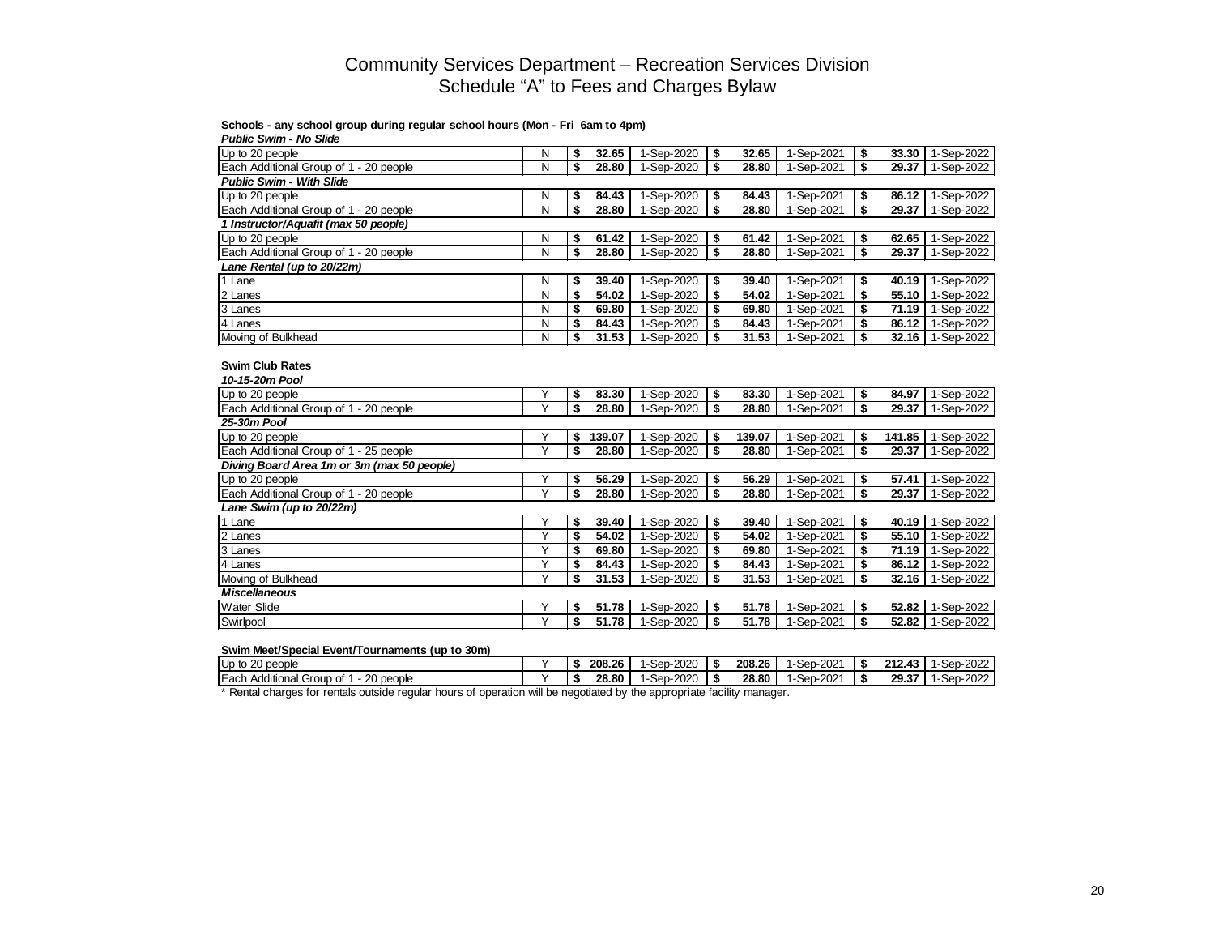# Community Services Department – Recreation Services Division
## Schedule "A" to Fees and Charges Bylaw

**Schools - any school group during regular school hours (Mon - Fri 6am to 4pm)**

| Item | | | | | | | |
|---|---|---|---|---|---|---|---|
| ***Public Swim - No Slide*** | | | | | | | |
| Up to 20 people | N | $ 32.65 | 1-Sep-2020 | $ 32.65 | 1-Sep-2021 | $ 33.30 | 1-Sep-2022 |
| Each Additional Group of 1 - 20 people | N | $ 28.80 | 1-Sep-2020 | $ 28.80 | 1-Sep-2021 | $ 29.37 | 1-Sep-2022 |
| ***Public Swim - With Slide*** | | | | | | | |
| Up to 20 people | N | $ 84.43 | 1-Sep-2020 | $ 84.43 | 1-Sep-2021 | $ 86.12 | 1-Sep-2022 |
| Each Additional Group of 1 - 20 people | N | $ 28.80 | 1-Sep-2020 | $ 28.80 | 1-Sep-2021 | $ 29.37 | 1-Sep-2022 |
| ***1 Instructor/Aquafit (max 50 people)*** | | | | | | | |
| Up to 20 people | N | $ 61.42 | 1-Sep-2020 | $ 61.42 | 1-Sep-2021 | $ 62.65 | 1-Sep-2022 |
| Each Additional Group of 1 - 20 people | N | $ 28.80 | 1-Sep-2020 | $ 28.80 | 1-Sep-2021 | $ 29.37 | 1-Sep-2022 |
| ***Lane Rental (up to 20/22m)*** | | | | | | | |
| 1 Lane | N | $ 39.40 | 1-Sep-2020 | $ 39.40 | 1-Sep-2021 | $ 40.19 | 1-Sep-2022 |
| 2 Lanes | N | $ 54.02 | 1-Sep-2020 | $ 54.02 | 1-Sep-2021 | $ 55.10 | 1-Sep-2022 |
| 3 Lanes | N | $ 69.80 | 1-Sep-2020 | $ 69.80 | 1-Sep-2021 | $ 71.19 | 1-Sep-2022 |
| 4 Lanes | N | $ 84.43 | 1-Sep-2020 | $ 84.43 | 1-Sep-2021 | $ 86.12 | 1-Sep-2022 |
| Moving of Bulkhead | N | $ 31.53 | 1-Sep-2020 | $ 31.53 | 1-Sep-2021 | $ 32.16 | 1-Sep-2022 |

**Swim Club Rates**

| Item | | | | | | | |
|---|---|---|---|---|---|---|---|
| ***10-15-20m Pool*** | | | | | | | |
| Up to 20 people | Y | $ 83.30 | 1-Sep-2020 | $ 83.30 | 1-Sep-2021 | $ 84.97 | 1-Sep-2022 |
| Each Additional Group of 1 - 20 people | Y | $ 28.80 | 1-Sep-2020 | $ 28.80 | 1-Sep-2021 | $ 29.37 | 1-Sep-2022 |
| ***25-30m Pool*** | | | | | | | |
| Up to 20 people | Y | $ 139.07 | 1-Sep-2020 | $ 139.07 | 1-Sep-2021 | $ 141.85 | 1-Sep-2022 |
| Each Additional Group of 1 - 25 people | Y | $ 28.80 | 1-Sep-2020 | $ 28.80 | 1-Sep-2021 | $ 29.37 | 1-Sep-2022 |
| ***Diving Board Area 1m or 3m (max 50 people)*** | | | | | | | |
| Up to 20 people | Y | $ 56.29 | 1-Sep-2020 | $ 56.29 | 1-Sep-2021 | $ 57.41 | 1-Sep-2022 |
| Each Additional Group of 1 - 20 people | Y | $ 28.80 | 1-Sep-2020 | $ 28.80 | 1-Sep-2021 | $ 29.37 | 1-Sep-2022 |
| ***Lane Swim (up to 20/22m)*** | | | | | | | |
| 1 Lane | Y | $ 39.40 | 1-Sep-2020 | $ 39.40 | 1-Sep-2021 | $ 40.19 | 1-Sep-2022 |
| 2 Lanes | Y | $ 54.02 | 1-Sep-2020 | $ 54.02 | 1-Sep-2021 | $ 55.10 | 1-Sep-2022 |
| 3 Lanes | Y | $ 69.80 | 1-Sep-2020 | $ 69.80 | 1-Sep-2021 | $ 71.19 | 1-Sep-2022 |
| 4 Lanes | Y | $ 84.43 | 1-Sep-2020 | $ 84.43 | 1-Sep-2021 | $ 86.12 | 1-Sep-2022 |
| Moving of Bulkhead | Y | $ 31.53 | 1-Sep-2020 | $ 31.53 | 1-Sep-2021 | $ 32.16 | 1-Sep-2022 |
| ***Miscellaneous*** | | | | | | | |
| Water Slide | Y | $ 51.78 | 1-Sep-2020 | $ 51.78 | 1-Sep-2021 | $ 52.82 | 1-Sep-2022 |
| Swirlpool | Y | $ 51.78 | 1-Sep-2020 | $ 51.78 | 1-Sep-2021 | $ 52.82 | 1-Sep-2022 |

**Swim Meet/Special Event/Tournaments (up to 30m)**

| Item | | | | | | | |
|---|---|---|---|---|---|---|---|
| Up to 20 people | Y | $ 208.26 | 1-Sep-2020 | $ 208.26 | 1-Sep-2021 | $ 212.43 | 1-Sep-2022 |
| Each Additional Group of 1 - 20 people | Y | $ 28.80 | 1-Sep-2020 | $ 28.80 | 1-Sep-2021 | $ 29.37 | 1-Sep-2022 |

* Rental charges for rentals outside regular hours of operation will be negotiated by the appropriate facility manager.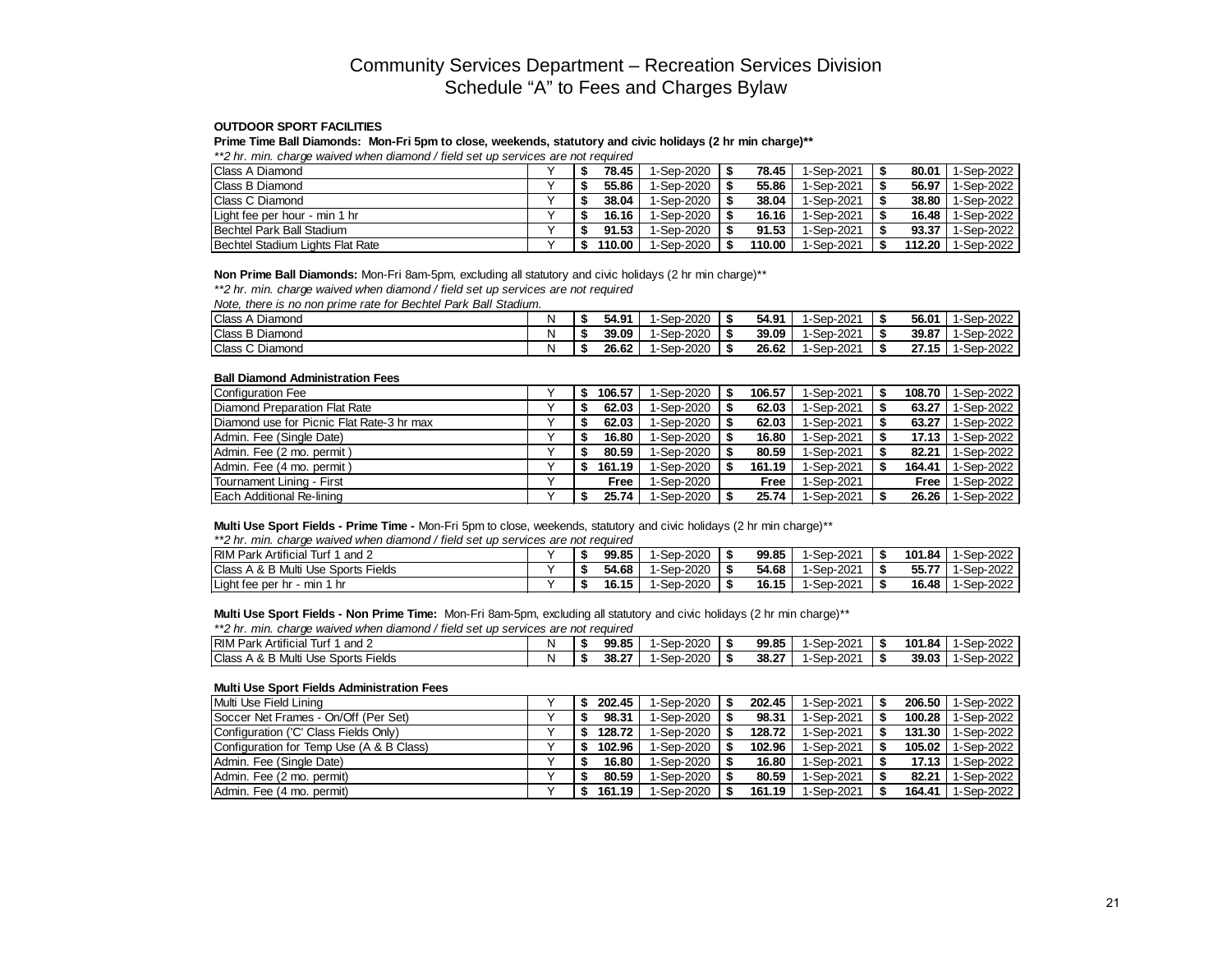# Community Services Department – Recreation Services Division
## Schedule "A" to Fees and Charges Bylaw

**OUTDOOR SPORT FACILITIES**

**Prime Time Ball Diamonds: Mon-Fri 5pm to close, weekends, statutory and civic holidays (2 hr min charge)****

*\*\*2 hr. min. charge waived when diamond / field set up services are not required*

| Description | GST | Fee | Effective | Fee | Effective | Fee | Effective |
|---|---|---|---|---|---|---|---|
| Class A Diamond | Y | $ 78.45 | 1-Sep-2020 | $ 78.45 | 1-Sep-2021 | $ 80.01 | 1-Sep-2022 |
| Class B Diamond | Y | $ 55.86 | 1-Sep-2020 | $ 55.86 | 1-Sep-2021 | $ 56.97 | 1-Sep-2022 |
| Class C Diamond | Y | $ 38.04 | 1-Sep-2020 | $ 38.04 | 1-Sep-2021 | $ 38.80 | 1-Sep-2022 |
| Light fee per hour - min 1 hr | Y | $ 16.16 | 1-Sep-2020 | $ 16.16 | 1-Sep-2021 | $ 16.48 | 1-Sep-2022 |
| Bechtel Park Ball Stadium | Y | $ 91.53 | 1-Sep-2020 | $ 91.53 | 1-Sep-2021 | $ 93.37 | 1-Sep-2022 |
| Bechtel Stadium Lights Flat Rate | Y | $ 110.00 | 1-Sep-2020 | $ 110.00 | 1-Sep-2021 | $ 112.20 | 1-Sep-2022 |

**Non Prime Ball Diamonds:** Mon-Fri 8am-5pm, excluding all statutory and civic holidays (2 hr min charge)**

*\*\*2 hr. min. charge waived when diamond / field set up services are not required*

*Note, there is no non prime rate for Bechtel Park Ball Stadium.*

| Description | GST | Fee | Effective | Fee | Effective | Fee | Effective |
|---|---|---|---|---|---|---|---|
| Class A Diamond | N | $ 54.91 | 1-Sep-2020 | $ 54.91 | 1-Sep-2021 | $ 56.01 | 1-Sep-2022 |
| Class B Diamond | N | $ 39.09 | 1-Sep-2020 | $ 39.09 | 1-Sep-2021 | $ 39.87 | 1-Sep-2022 |
| Class C Diamond | N | $ 26.62 | 1-Sep-2020 | $ 26.62 | 1-Sep-2021 | $ 27.15 | 1-Sep-2022 |

**Ball Diamond Administration Fees**

| Description | GST | Fee | Effective | Fee | Effective | Fee | Effective |
|---|---|---|---|---|---|---|---|
| Configuration Fee | Y | $ 106.57 | 1-Sep-2020 | $ 106.57 | 1-Sep-2021 | $ 108.70 | 1-Sep-2022 |
| Diamond Preparation Flat Rate | Y | $ 62.03 | 1-Sep-2020 | $ 62.03 | 1-Sep-2021 | $ 63.27 | 1-Sep-2022 |
| Diamond use for Picnic Flat Rate-3 hr max | Y | $ 62.03 | 1-Sep-2020 | $ 62.03 | 1-Sep-2021 | $ 63.27 | 1-Sep-2022 |
| Admin. Fee (Single Date) | Y | $ 16.80 | 1-Sep-2020 | $ 16.80 | 1-Sep-2021 | $ 17.13 | 1-Sep-2022 |
| Admin. Fee (2 mo. permit ) | Y | $ 80.59 | 1-Sep-2020 | $ 80.59 | 1-Sep-2021 | $ 82.21 | 1-Sep-2022 |
| Admin. Fee (4 mo. permit ) | Y | $ 161.19 | 1-Sep-2020 | $ 161.19 | 1-Sep-2021 | $ 164.41 | 1-Sep-2022 |
| Tournament Lining - First | Y | Free | 1-Sep-2020 | Free | 1-Sep-2021 | Free | 1-Sep-2022 |
| Each Additional Re-lining | Y | $ 25.74 | 1-Sep-2020 | $ 25.74 | 1-Sep-2021 | $ 26.26 | 1-Sep-2022 |

**Multi Use Sport Fields - Prime Time -** Mon-Fri 5pm to close, weekends, statutory and civic holidays (2 hr min charge)**

*\*\*2 hr. min. charge waived when diamond / field set up services are not required*

| Description | GST | Fee | Effective | Fee | Effective | Fee | Effective |
|---|---|---|---|---|---|---|---|
| RIM Park Artificial Turf 1 and 2 | Y | $ 99.85 | 1-Sep-2020 | $ 99.85 | 1-Sep-2021 | $ 101.84 | 1-Sep-2022 |
| Class A & B Multi Use Sports Fields | Y | $ 54.68 | 1-Sep-2020 | $ 54.68 | 1-Sep-2021 | $ 55.77 | 1-Sep-2022 |
| Light fee per hr - min 1 hr | Y | $ 16.15 | 1-Sep-2020 | $ 16.15 | 1-Sep-2021 | $ 16.48 | 1-Sep-2022 |

**Multi Use Sport Fields - Non Prime Time:** Mon-Fri 8am-5pm, excluding all statutory and civic holidays (2 hr min charge)**

*\*\*2 hr. min. charge waived when diamond / field set up services are not required*

| Description | GST | Fee | Effective | Fee | Effective | Fee | Effective |
|---|---|---|---|---|---|---|---|
| RIM Park Artificial Turf 1 and 2 | N | $ 99.85 | 1-Sep-2020 | $ 99.85 | 1-Sep-2021 | $ 101.84 | 1-Sep-2022 |
| Class A & B Multi Use Sports Fields | N | $ 38.27 | 1-Sep-2020 | $ 38.27 | 1-Sep-2021 | $ 39.03 | 1-Sep-2022 |

**Multi Use Sport Fields Administration Fees**

| Description | GST | Fee | Effective | Fee | Effective | Fee | Effective |
|---|---|---|---|---|---|---|---|
| Multi Use Field Lining | Y | $ 202.45 | 1-Sep-2020 | $ 202.45 | 1-Sep-2021 | $ 206.50 | 1-Sep-2022 |
| Soccer Net Frames - On/Off (Per Set) | Y | $ 98.31 | 1-Sep-2020 | $ 98.31 | 1-Sep-2021 | $ 100.28 | 1-Sep-2022 |
| Configuration ('C' Class Fields Only) | Y | $ 128.72 | 1-Sep-2020 | $ 128.72 | 1-Sep-2021 | $ 131.30 | 1-Sep-2022 |
| Configuration for Temp Use (A & B Class) | Y | $ 102.96 | 1-Sep-2020 | $ 102.96 | 1-Sep-2021 | $ 105.02 | 1-Sep-2022 |
| Admin. Fee (Single Date) | Y | $ 16.80 | 1-Sep-2020 | $ 16.80 | 1-Sep-2021 | $ 17.13 | 1-Sep-2022 |
| Admin. Fee (2 mo. permit) | Y | $ 80.59 | 1-Sep-2020 | $ 80.59 | 1-Sep-2021 | $ 82.21 | 1-Sep-2022 |
| Admin. Fee (4 mo. permit) | Y | $ 161.19 | 1-Sep-2020 | $ 161.19 | 1-Sep-2021 | $ 164.41 | 1-Sep-2022 |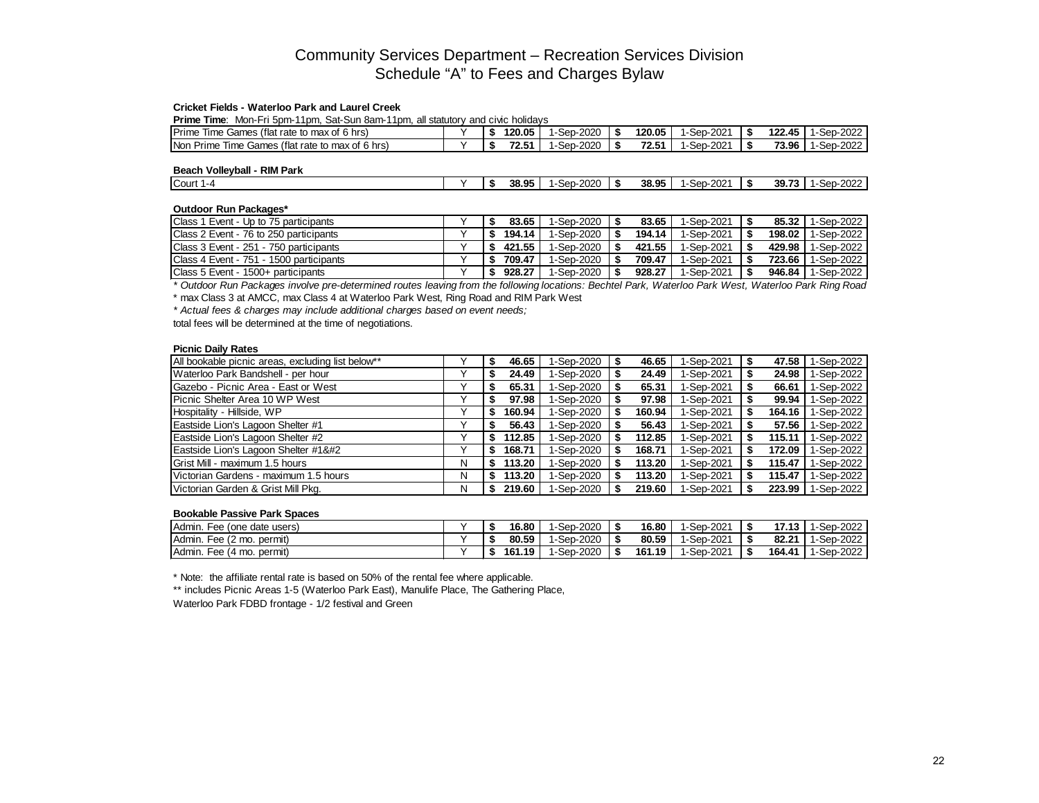# Community Services Department – Recreation Services Division
## Schedule "A" to Fees and Charges Bylaw

**Cricket Fields - Waterloo Park and Laurel Creek**

**Prime Time**: Mon-Fri 5pm-11pm, Sat-Sun 8am-11pm, all statutory and civic holidays

| | | | | | | | |
|---|---|---|---|---|---|---|---|
| Prime Time Games (flat rate to max of 6 hrs) | Y | $ 120.05 | 1-Sep-2020 | $ 120.05 | 1-Sep-2021 | $ 122.45 | 1-Sep-2022 |
| Non Prime Time Games (flat rate to max of 6 hrs) | Y | $ 72.51 | 1-Sep-2020 | $ 72.51 | 1-Sep-2021 | $ 73.96 | 1-Sep-2022 |

**Beach Volleyball - RIM Park**

| | | | | | | | |
|---|---|---|---|---|---|---|---|
| Court 1-4 | Y | $ 38.95 | 1-Sep-2020 | $ 38.95 | 1-Sep-2021 | $ 39.73 | 1-Sep-2022 |

**Outdoor Run Packages***

| | | | | | | | |
|---|---|---|---|---|---|---|---|
| Class 1 Event - Up to 75 participants | Y | $ 83.65 | 1-Sep-2020 | $ 83.65 | 1-Sep-2021 | $ 85.32 | 1-Sep-2022 |
| Class 2 Event - 76 to 250 participants | Y | $ 194.14 | 1-Sep-2020 | $ 194.14 | 1-Sep-2021 | $ 198.02 | 1-Sep-2022 |
| Class 3 Event - 251 - 750 participants | Y | $ 421.55 | 1-Sep-2020 | $ 421.55 | 1-Sep-2021 | $ 429.98 | 1-Sep-2022 |
| Class 4 Event - 751 - 1500 participants | Y | $ 709.47 | 1-Sep-2020 | $ 709.47 | 1-Sep-2021 | $ 723.66 | 1-Sep-2022 |
| Class 5 Event - 1500+ participants | Y | $ 928.27 | 1-Sep-2020 | $ 928.27 | 1-Sep-2021 | $ 946.84 | 1-Sep-2022 |

*\* Outdoor Run Packages involve pre-determined routes leaving from the following locations: Bechtel Park, Waterloo Park West, Waterloo Park Ring Road*

\* max Class 3 at AMCC, max Class 4 at Waterloo Park West, Ring Road and RIM Park West

*\* Actual fees & charges may include additional charges based on event needs;*

total fees will be determined at the time of negotiations.

**Picnic Daily Rates**

| | | | | | | | |
|---|---|---|---|---|---|---|---|
| All bookable picnic areas, excluding list below** | Y | $ 46.65 | 1-Sep-2020 | $ 46.65 | 1-Sep-2021 | $ 47.58 | 1-Sep-2022 |
| Waterloo Park Bandshell - per hour | Y | $ 24.49 | 1-Sep-2020 | $ 24.49 | 1-Sep-2021 | $ 24.98 | 1-Sep-2022 |
| Gazebo - Picnic Area - East or West | Y | $ 65.31 | 1-Sep-2020 | $ 65.31 | 1-Sep-2021 | $ 66.61 | 1-Sep-2022 |
| Picnic Shelter Area 10 WP West | Y | $ 97.98 | 1-Sep-2020 | $ 97.98 | 1-Sep-2021 | $ 99.94 | 1-Sep-2022 |
| Hospitality - Hillside, WP | Y | $ 160.94 | 1-Sep-2020 | $ 160.94 | 1-Sep-2021 | $ 164.16 | 1-Sep-2022 |
| Eastside Lion's Lagoon Shelter #1 | Y | $ 56.43 | 1-Sep-2020 | $ 56.43 | 1-Sep-2021 | $ 57.56 | 1-Sep-2022 |
| Eastside Lion's Lagoon Shelter #2 | Y | $ 112.85 | 1-Sep-2020 | $ 112.85 | 1-Sep-2021 | $ 115.11 | 1-Sep-2022 |
| Eastside Lion's Lagoon Shelter #1&#2 | Y | $ 168.71 | 1-Sep-2020 | $ 168.71 | 1-Sep-2021 | $ 172.09 | 1-Sep-2022 |
| Grist Mill - maximum 1.5 hours | N | $ 113.20 | 1-Sep-2020 | $ 113.20 | 1-Sep-2021 | $ 115.47 | 1-Sep-2022 |
| Victorian Gardens - maximum 1.5 hours | N | $ 113.20 | 1-Sep-2020 | $ 113.20 | 1-Sep-2021 | $ 115.47 | 1-Sep-2022 |
| Victorian Garden & Grist Mill Pkg. | N | $ 219.60 | 1-Sep-2020 | $ 219.60 | 1-Sep-2021 | $ 223.99 | 1-Sep-2022 |

**Bookable Passive Park Spaces**

| | | | | | | | |
|---|---|---|---|---|---|---|---|
| Admin. Fee (one date users) | Y | $ 16.80 | 1-Sep-2020 | $ 16.80 | 1-Sep-2021 | $ 17.13 | 1-Sep-2022 |
| Admin. Fee (2 mo. permit) | Y | $ 80.59 | 1-Sep-2020 | $ 80.59 | 1-Sep-2021 | $ 82.21 | 1-Sep-2022 |
| Admin. Fee (4 mo. permit) | Y | $ 161.19 | 1-Sep-2020 | $ 161.19 | 1-Sep-2021 | $ 164.41 | 1-Sep-2022 |

\* Note: the affiliate rental rate is based on 50% of the rental fee where applicable.

\** includes Picnic Areas 1-5 (Waterloo Park East), Manulife Place, The Gathering Place,
Waterloo Park FDBD frontage - 1/2 festival and Green